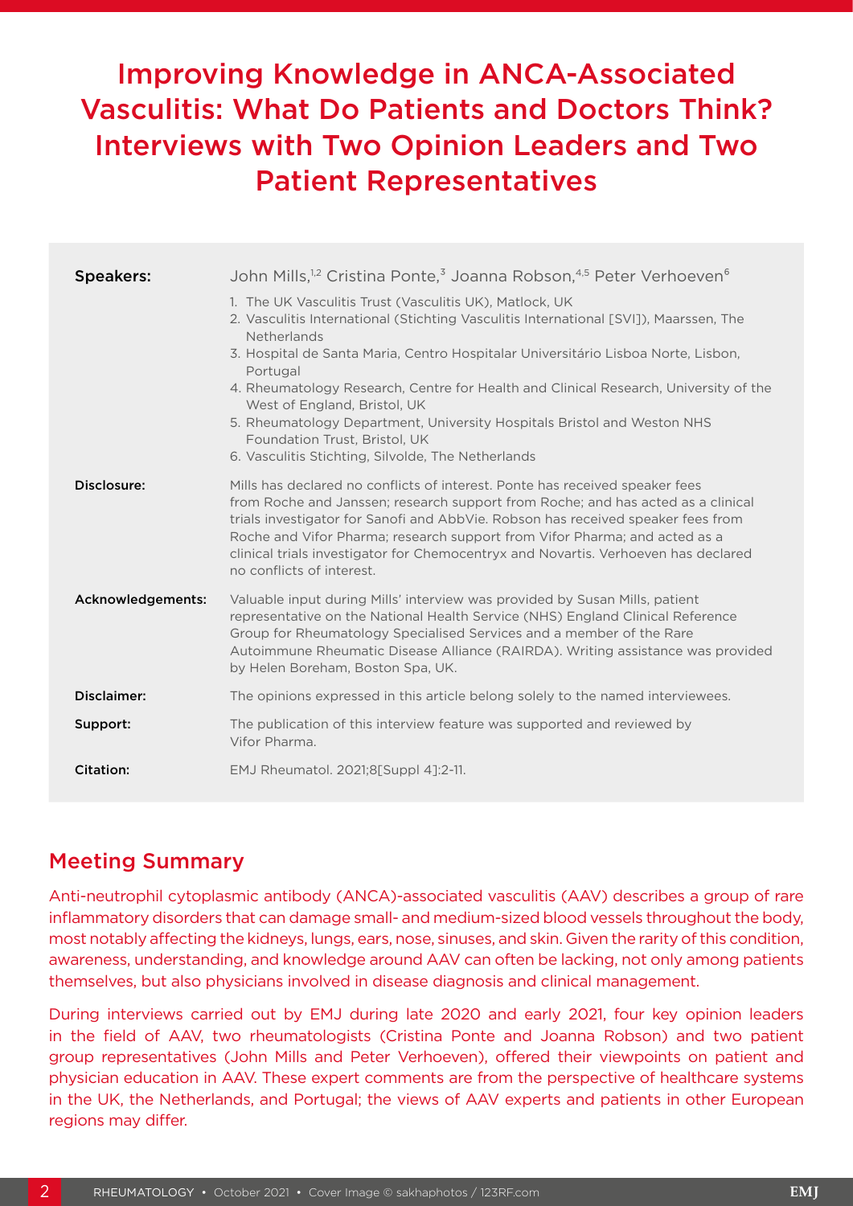# Improving Knowledge in ANCA-Associated Vasculitis: What Do Patients and Doctors Think? Interviews with Two Opinion Leaders and Two Patient Representatives

**Speakers:** John Mills,[1,2] Cristina Ponte,[3] Joanna Robson,[4,5] Peter Verhoeven[6]

1. The UK Vasculitis Trust (Vasculitis UK), Matlock, UK
2. Vasculitis International (Stichting Vasculitis International [SVI]), Maarssen, The Netherlands
3. Hospital de Santa Maria, Centro Hospitalar Universitário Lisboa Norte, Lisbon, Portugal
4. Rheumatology Research, Centre for Health and Clinical Research, University of the West of England, Bristol, UK
5. Rheumatology Department, University Hospitals Bristol and Weston NHS Foundation Trust, Bristol, UK
6. Vasculitis Stichting, Silvolde, The Netherlands

**Disclosure:** Mills has declared no conflicts of interest. Ponte has received speaker fees from Roche and Janssen; research support from Roche; and has acted as a clinical trials investigator for Sanofi and AbbVie. Robson has received speaker fees from Roche and Vifor Pharma; research support from Vifor Pharma; and acted as a clinical trials investigator for Chemocentryx and Novartis. Verhoeven has declared no conflicts of interest.

**Acknowledgements:** Valuable input during Mills' interview was provided by Susan Mills, patient representative on the National Health Service (NHS) England Clinical Reference Group for Rheumatology Specialised Services and a member of the Rare Autoimmune Rheumatic Disease Alliance (RAIRDA). Writing assistance was provided by Helen Boreham, Boston Spa, UK.

**Disclaimer:** The opinions expressed in this article belong solely to the named interviewees.

**Support:** The publication of this interview feature was supported and reviewed by Vifor Pharma.

**Citation:** EMJ Rheumatol. 2021;8[Suppl 4]:2-11.

## Meeting Summary

Anti-neutrophil cytoplasmic antibody (ANCA)-associated vasculitis (AAV) describes a group of rare inflammatory disorders that can damage small- and medium-sized blood vessels throughout the body, most notably affecting the kidneys, lungs, ears, nose, sinuses, and skin. Given the rarity of this condition, awareness, understanding, and knowledge around AAV can often be lacking, not only among patients themselves, but also physicians involved in disease diagnosis and clinical management.

During interviews carried out by EMJ during late 2020 and early 2021, four key opinion leaders in the field of AAV, two rheumatologists (Cristina Ponte and Joanna Robson) and two patient group representatives (John Mills and Peter Verhoeven), offered their viewpoints on patient and physician education in AAV. These expert comments are from the perspective of healthcare systems in the UK, the Netherlands, and Portugal; the views of AAV experts and patients in other European regions may differ.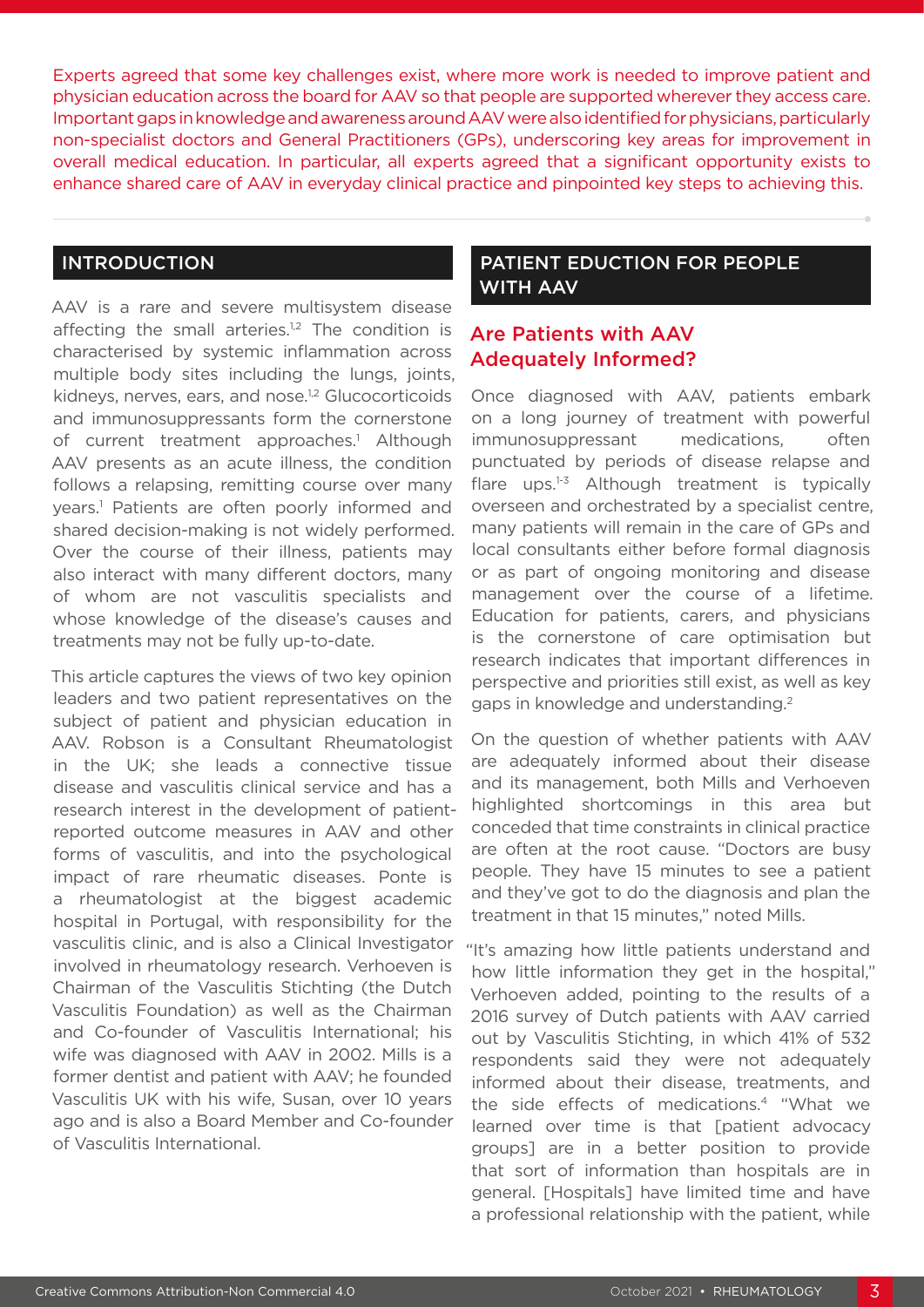Experts agreed that some key challenges exist, where more work is needed to improve patient and physician education across the board for AAV so that people are supported wherever they access care. Important gaps in knowledge and awareness around AAV were also identified for physicians, particularly non-specialist doctors and General Practitioners (GPs), underscoring key areas for improvement in overall medical education. In particular, all experts agreed that a significant opportunity exists to enhance shared care of AAV in everyday clinical practice and pinpointed key steps to achieving this.

## INTRODUCTION

AAV is a rare and severe multisystem disease affecting the small arteries.[1,2] The condition is characterised by systemic inflammation across multiple body sites including the lungs, joints, kidneys, nerves, ears, and nose.[1,2] Glucocorticoids and immunosuppressants form the cornerstone of current treatment approaches.[1] Although AAV presents as an acute illness, the condition follows a relapsing, remitting course over many years.[1] Patients are often poorly informed and shared decision-making is not widely performed. Over the course of their illness, patients may also interact with many different doctors, many of whom are not vasculitis specialists and whose knowledge of the disease's causes and treatments may not be fully up-to-date.

This article captures the views of two key opinion leaders and two patient representatives on the subject of patient and physician education in AAV. Robson is a Consultant Rheumatologist in the UK; she leads a connective tissue disease and vasculitis clinical service and has a research interest in the development of patient-reported outcome measures in AAV and other forms of vasculitis, and into the psychological impact of rare rheumatic diseases. Ponte is a rheumatologist at the biggest academic hospital in Portugal, with responsibility for the vasculitis clinic, and is also a Clinical Investigator involved in rheumatology research. Verhoeven is Chairman of the Vasculitis Stichting (the Dutch Vasculitis Foundation) as well as the Chairman and Co-founder of Vasculitis International; his wife was diagnosed with AAV in 2002. Mills is a former dentist and patient with AAV; he founded Vasculitis UK with his wife, Susan, over 10 years ago and is also a Board Member and Co-founder of Vasculitis International.

## PATIENT EDUCTION FOR PEOPLE WITH AAV

### Are Patients with AAV Adequately Informed?

Once diagnosed with AAV, patients embark on a long journey of treatment with powerful immunosuppressant medications, often punctuated by periods of disease relapse and flare ups.[1-3] Although treatment is typically overseen and orchestrated by a specialist centre, many patients will remain in the care of GPs and local consultants either before formal diagnosis or as part of ongoing monitoring and disease management over the course of a lifetime. Education for patients, carers, and physicians is the cornerstone of care optimisation but research indicates that important differences in perspective and priorities still exist, as well as key gaps in knowledge and understanding.[2]

On the question of whether patients with AAV are adequately informed about their disease and its management, both Mills and Verhoeven highlighted shortcomings in this area but conceded that time constraints in clinical practice are often at the root cause. "Doctors are busy people. They have 15 minutes to see a patient and they've got to do the diagnosis and plan the treatment in that 15 minutes," noted Mills.

"It's amazing how little patients understand and how little information they get in the hospital," Verhoeven added, pointing to the results of a 2016 survey of Dutch patients with AAV carried out by Vasculitis Stichting, in which 41% of 532 respondents said they were not adequately informed about their disease, treatments, and the side effects of medications.[4] "What we learned over time is that [patient advocacy groups] are in a better position to provide that sort of information than hospitals are in general. [Hospitals] have limited time and have a professional relationship with the patient, while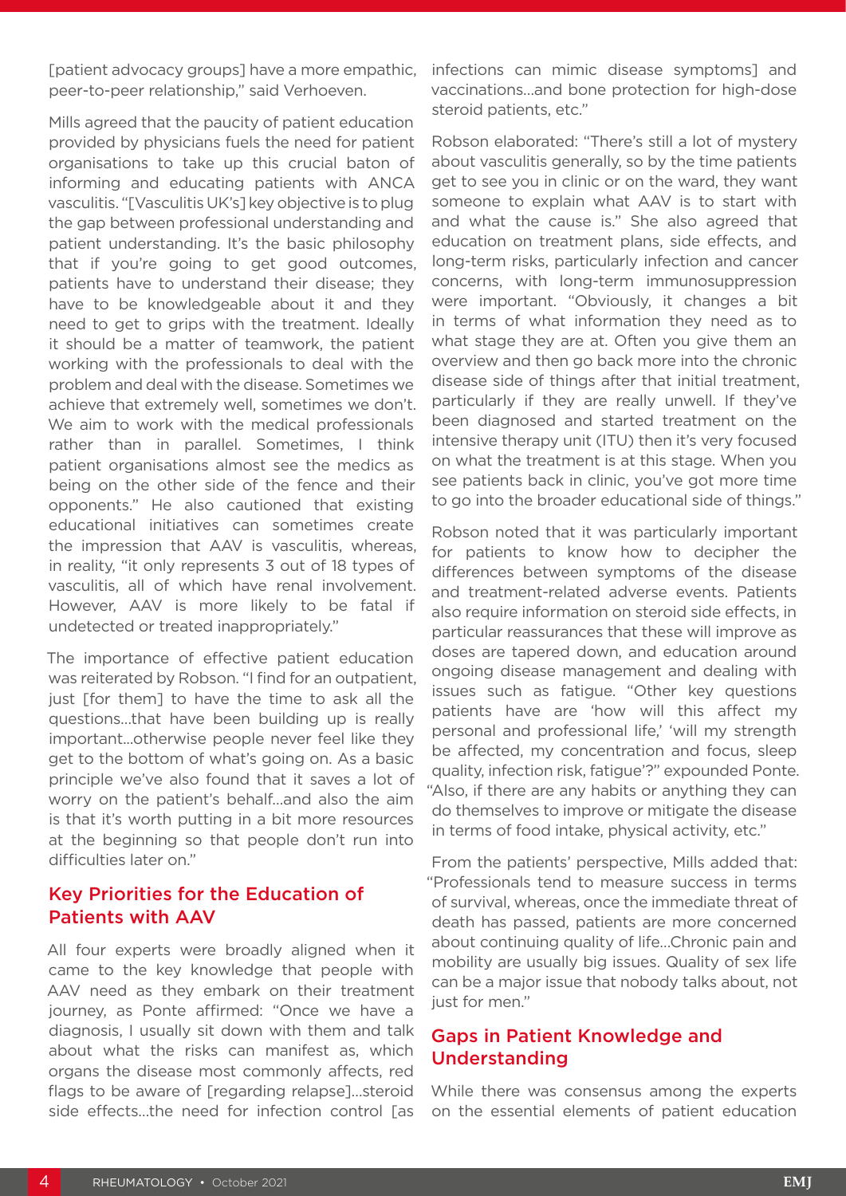[patient advocacy groups] have a more empathic, peer-to-peer relationship," said Verhoeven.

Mills agreed that the paucity of patient education provided by physicians fuels the need for patient organisations to take up this crucial baton of informing and educating patients with ANCA vasculitis. "[Vasculitis UK's] key objective is to plug the gap between professional understanding and patient understanding. It's the basic philosophy that if you're going to get good outcomes, patients have to understand their disease; they have to be knowledgeable about it and they need to get to grips with the treatment. Ideally it should be a matter of teamwork, the patient working with the professionals to deal with the problem and deal with the disease. Sometimes we achieve that extremely well, sometimes we don't. We aim to work with the medical professionals rather than in parallel. Sometimes, I think patient organisations almost see the medics as being on the other side of the fence and their opponents." He also cautioned that existing educational initiatives can sometimes create the impression that AAV is vasculitis, whereas, in reality, "it only represents 3 out of 18 types of vasculitis, all of which have renal involvement. However, AAV is more likely to be fatal if undetected or treated inappropriately."

The importance of effective patient education was reiterated by Robson. "I find for an outpatient, just [for them] to have the time to ask all the questions...that have been building up is really important...otherwise people never feel like they get to the bottom of what's going on. As a basic principle we've also found that it saves a lot of worry on the patient's behalf...and also the aim is that it's worth putting in a bit more resources at the beginning so that people don't run into difficulties later on."

## Key Priorities for the Education of Patients with AAV

All four experts were broadly aligned when it came to the key knowledge that people with AAV need as they embark on their treatment journey, as Ponte affirmed: "Once we have a diagnosis, I usually sit down with them and talk about what the risks can manifest as, which organs the disease most commonly affects, red flags to be aware of [regarding relapse]...steroid side effects...the need for infection control [as infections can mimic disease symptoms] and vaccinations...and bone protection for high-dose steroid patients, etc."

Robson elaborated: "There's still a lot of mystery about vasculitis generally, so by the time patients get to see you in clinic or on the ward, they want someone to explain what AAV is to start with and what the cause is." She also agreed that education on treatment plans, side effects, and long-term risks, particularly infection and cancer concerns, with long-term immunosuppression were important. "Obviously, it changes a bit in terms of what information they need as to what stage they are at. Often you give them an overview and then go back more into the chronic disease side of things after that initial treatment, particularly if they are really unwell. If they've been diagnosed and started treatment on the intensive therapy unit (ITU) then it's very focused on what the treatment is at this stage. When you see patients back in clinic, you've got more time to go into the broader educational side of things."

Robson noted that it was particularly important for patients to know how to decipher the differences between symptoms of the disease and treatment-related adverse events. Patients also require information on steroid side effects, in particular reassurances that these will improve as doses are tapered down, and education around ongoing disease management and dealing with issues such as fatigue. "Other key questions patients have are 'how will this affect my personal and professional life,' 'will my strength be affected, my concentration and focus, sleep quality, infection risk, fatigue'?" expounded Ponte. "Also, if there are any habits or anything they can do themselves to improve or mitigate the disease in terms of food intake, physical activity, etc."

From the patients' perspective, Mills added that: "Professionals tend to measure success in terms of survival, whereas, once the immediate threat of death has passed, patients are more concerned about continuing quality of life...Chronic pain and mobility are usually big issues. Quality of sex life can be a major issue that nobody talks about, not just for men."

## Gaps in Patient Knowledge and Understanding

While there was consensus among the experts on the essential elements of patient education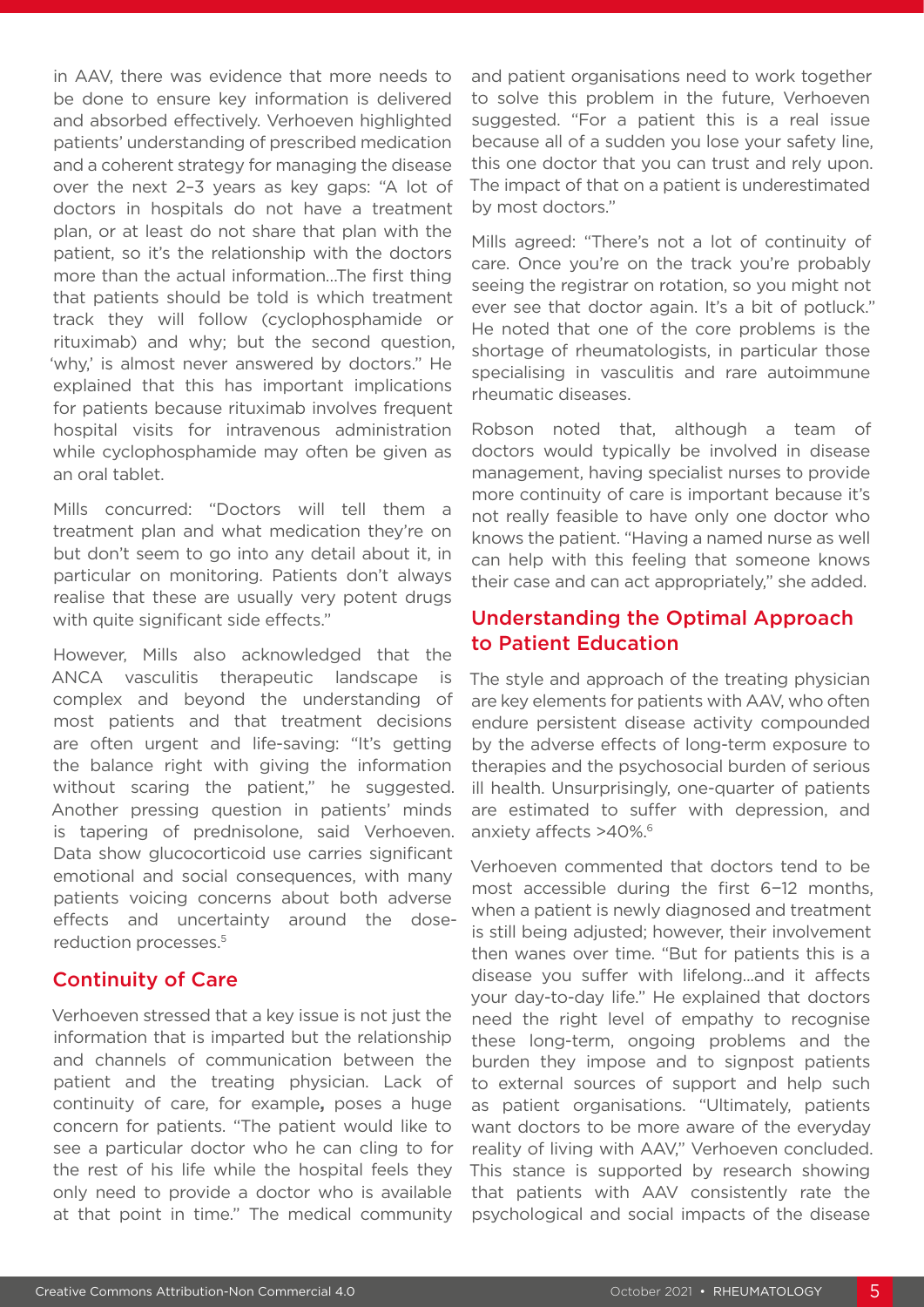in AAV, there was evidence that more needs to be done to ensure key information is delivered and absorbed effectively. Verhoeven highlighted patients' understanding of prescribed medication and a coherent strategy for managing the disease over the next 2–3 years as key gaps: "A lot of doctors in hospitals do not have a treatment plan, or at least do not share that plan with the patient, so it's the relationship with the doctors more than the actual information...The first thing that patients should be told is which treatment track they will follow (cyclophosphamide or rituximab) and why; but the second question, 'why,' is almost never answered by doctors." He explained that this has important implications for patients because rituximab involves frequent hospital visits for intravenous administration while cyclophosphamide may often be given as an oral tablet.

Mills concurred: "Doctors will tell them a treatment plan and what medication they're on but don't seem to go into any detail about it, in particular on monitoring. Patients don't always realise that these are usually very potent drugs with quite significant side effects."

However, Mills also acknowledged that the ANCA vasculitis therapeutic landscape is complex and beyond the understanding of most patients and that treatment decisions are often urgent and life-saving: "It's getting the balance right with giving the information without scaring the patient," he suggested. Another pressing question in patients' minds is tapering of prednisolone, said Verhoeven. Data show glucocorticoid use carries significant emotional and social consequences, with many patients voicing concerns about both adverse effects and uncertainty around the dose-reduction processes.[5]

## Continuity of Care

Verhoeven stressed that a key issue is not just the information that is imparted but the relationship and channels of communication between the patient and the treating physician. Lack of continuity of care, for example**,** poses a huge concern for patients. "The patient would like to see a particular doctor who he can cling to for the rest of his life while the hospital feels they only need to provide a doctor who is available at that point in time." The medical community and patient organisations need to work together to solve this problem in the future, Verhoeven suggested. "For a patient this is a real issue because all of a sudden you lose your safety line, this one doctor that you can trust and rely upon. The impact of that on a patient is underestimated by most doctors."

Mills agreed: "There's not a lot of continuity of care. Once you're on the track you're probably seeing the registrar on rotation, so you might not ever see that doctor again. It's a bit of potluck." He noted that one of the core problems is the shortage of rheumatologists, in particular those specialising in vasculitis and rare autoimmune rheumatic diseases.

Robson noted that, although a team of doctors would typically be involved in disease management, having specialist nurses to provide more continuity of care is important because it's not really feasible to have only one doctor who knows the patient. "Having a named nurse as well can help with this feeling that someone knows their case and can act appropriately," she added.

## Understanding the Optimal Approach to Patient Education

The style and approach of the treating physician are key elements for patients with AAV, who often endure persistent disease activity compounded by the adverse effects of long-term exposure to therapies and the psychosocial burden of serious ill health. Unsurprisingly, one-quarter of patients are estimated to suffer with depression, and anxiety affects >40%.[6]

Verhoeven commented that doctors tend to be most accessible during the first 6–12 months, when a patient is newly diagnosed and treatment is still being adjusted; however, their involvement then wanes over time. "But for patients this is a disease you suffer with lifelong...and it affects your day-to-day life." He explained that doctors need the right level of empathy to recognise these long-term, ongoing problems and the burden they impose and to signpost patients to external sources of support and help such as patient organisations. "Ultimately, patients want doctors to be more aware of the everyday reality of living with AAV," Verhoeven concluded. This stance is supported by research showing that patients with AAV consistently rate the psychological and social impacts of the disease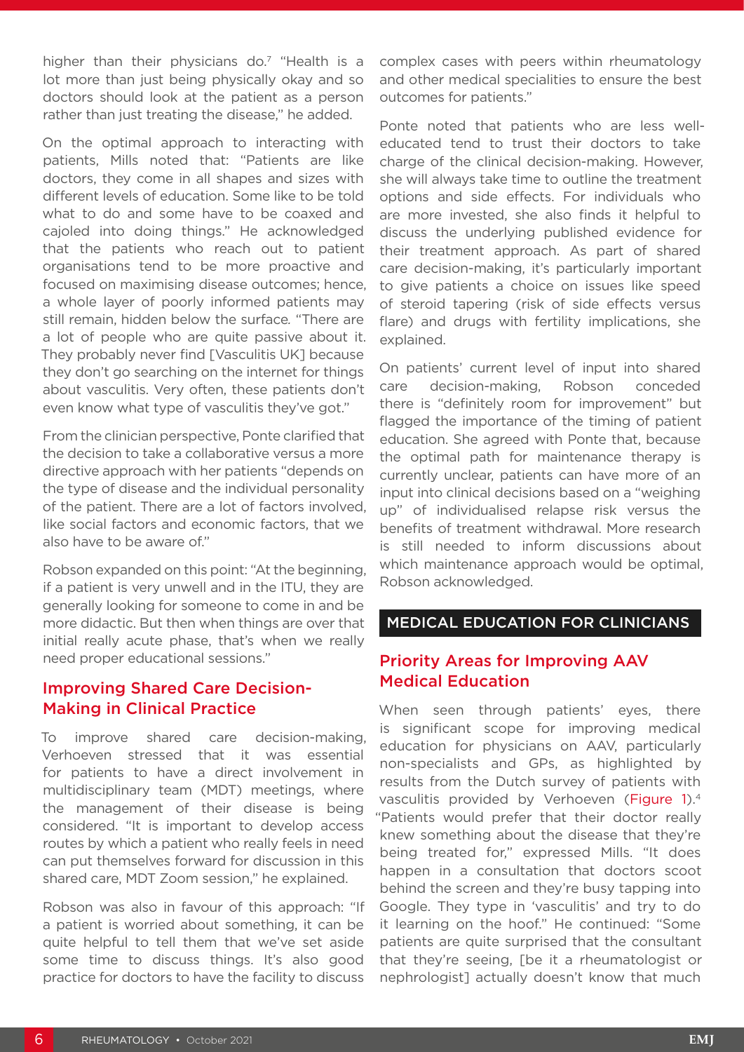higher than their physicians do.[7] "Health is a lot more than just being physically okay and so doctors should look at the patient as a person rather than just treating the disease," he added.

On the optimal approach to interacting with patients, Mills noted that: "Patients are like doctors, they come in all shapes and sizes with different levels of education. Some like to be told what to do and some have to be coaxed and cajoled into doing things." He acknowledged that the patients who reach out to patient organisations tend to be more proactive and focused on maximising disease outcomes; hence, a whole layer of poorly informed patients may still remain, hidden below the surface. "There are a lot of people who are quite passive about it. They probably never find [Vasculitis UK] because they don't go searching on the internet for things about vasculitis. Very often, these patients don't even know what type of vasculitis they've got."

From the clinician perspective, Ponte clarified that the decision to take a collaborative versus a more directive approach with her patients "depends on the type of disease and the individual personality of the patient. There are a lot of factors involved, like social factors and economic factors, that we also have to be aware of."

Robson expanded on this point: "At the beginning, if a patient is very unwell and in the ITU, they are generally looking for someone to come in and be more didactic. But then when things are over that initial really acute phase, that's when we really need proper educational sessions."

### Improving Shared Care Decision-Making in Clinical Practice

To improve shared care decision-making, Verhoeven stressed that it was essential for patients to have a direct involvement in multidisciplinary team (MDT) meetings, where the management of their disease is being considered. "It is important to develop access routes by which a patient who really feels in need can put themselves forward for discussion in this shared care, MDT Zoom session," he explained.

Robson was also in favour of this approach: "If a patient is worried about something, it can be quite helpful to tell them that we've set aside some time to discuss things. It's also good practice for doctors to have the facility to discuss complex cases with peers within rheumatology and other medical specialities to ensure the best outcomes for patients."

Ponte noted that patients who are less well-educated tend to trust their doctors to take charge of the clinical decision-making. However, she will always take time to outline the treatment options and side effects. For individuals who are more invested, she also finds it helpful to discuss the underlying published evidence for their treatment approach. As part of shared care decision-making, it's particularly important to give patients a choice on issues like speed of steroid tapering (risk of side effects versus flare) and drugs with fertility implications, she explained.

On patients' current level of input into shared care decision-making, Robson conceded there is "definitely room for improvement" but flagged the importance of the timing of patient education. She agreed with Ponte that, because the optimal path for maintenance therapy is currently unclear, patients can have more of an input into clinical decisions based on a "weighing up" of individualised relapse risk versus the benefits of treatment withdrawal. More research is still needed to inform discussions about which maintenance approach would be optimal, Robson acknowledged.

## MEDICAL EDUCATION FOR CLINICIANS

### Priority Areas for Improving AAV Medical Education

When seen through patients' eyes, there is significant scope for improving medical education for physicians on AAV, particularly non-specialists and GPs, as highlighted by results from the Dutch survey of patients with vasculitis provided by Verhoeven (Figure 1).[4] "Patients would prefer that their doctor really knew something about the disease that they're being treated for," expressed Mills. "It does happen in a consultation that doctors scoot behind the screen and they're busy tapping into Google. They type in 'vasculitis' and try to do it learning on the hoof." He continued: "Some patients are quite surprised that the consultant that they're seeing, [be it a rheumatologist or nephrologist] actually doesn't know that much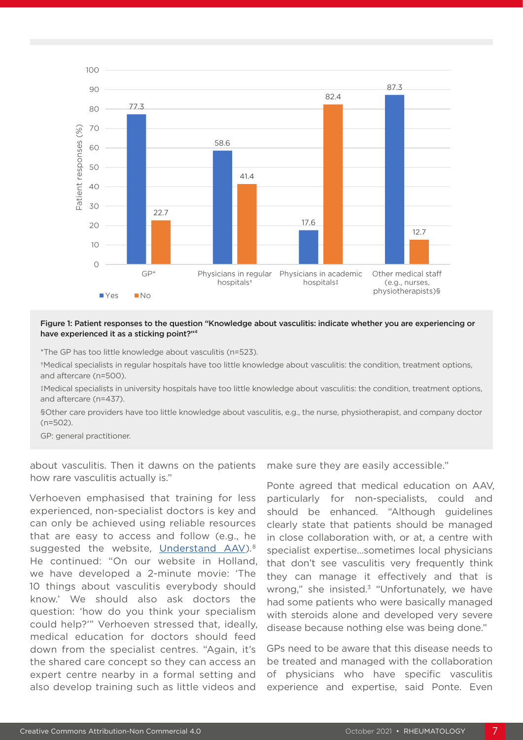| | Yes | No |
|---|---|---|
| GP* | 77.3 | 22.7 |
| Physicians in regular hospitals† | 58.6 | 41.4 |
| Physicians in academic hospitals‡ | 17.6 | 82.4 |
| Other medical staff (e.g., nurses, physiotherapists)§ | 87.3 | 12.7 |

**Figure 1: Patient responses to the question "Knowledge about vasculitis: indicate whether you are experiencing or have experienced it as a sticking point?"[4]**

*The GP has too little knowledge about vasculitis (n=523).

†Medical specialists in regular hospitals have too little knowledge about vasculitis: the condition, treatment options, and aftercare (n=500).

‡Medical specialists in university hospitals have too little knowledge about vasculitis: the condition, treatment options, and aftercare (n=437).

§Other care providers have too little knowledge about vasculitis, e.g., the nurse, physiotherapist, and company doctor (n=502).

GP: general practitioner.

about vasculitis. Then it dawns on the patients how rare vasculitis actually is."

Verhoeven emphasised that training for less experienced, non-specialist doctors is key and can only be achieved using reliable resources that are easy to access and follow (e.g., he suggested the website, Understand AAV).[8] He continued: "On our website in Holland, we have developed a 2-minute movie: 'The 10 things about vasculitis everybody should know.' We should also ask doctors the question: 'how do you think your specialism could help?'" Verhoeven stressed that, ideally, medical education for doctors should feed down from the specialist centres. "Again, it's the shared care concept so they can access an expert centre nearby in a formal setting and also develop training such as little videos and make sure they are easily accessible."

Ponte agreed that medical education on AAV, particularly for non-specialists, could and should be enhanced. "Although guidelines clearly state that patients should be managed in close collaboration with, or at, a centre with specialist expertise…sometimes local physicians that don't see vasculitis very frequently think they can manage it effectively and that is wrong," she insisted.[3] "Unfortunately, we have had some patients who were basically managed with steroids alone and developed very severe disease because nothing else was being done."

GPs need to be aware that this disease needs to be treated and managed with the collaboration of physicians who have specific vasculitis experience and expertise, said Ponte. Even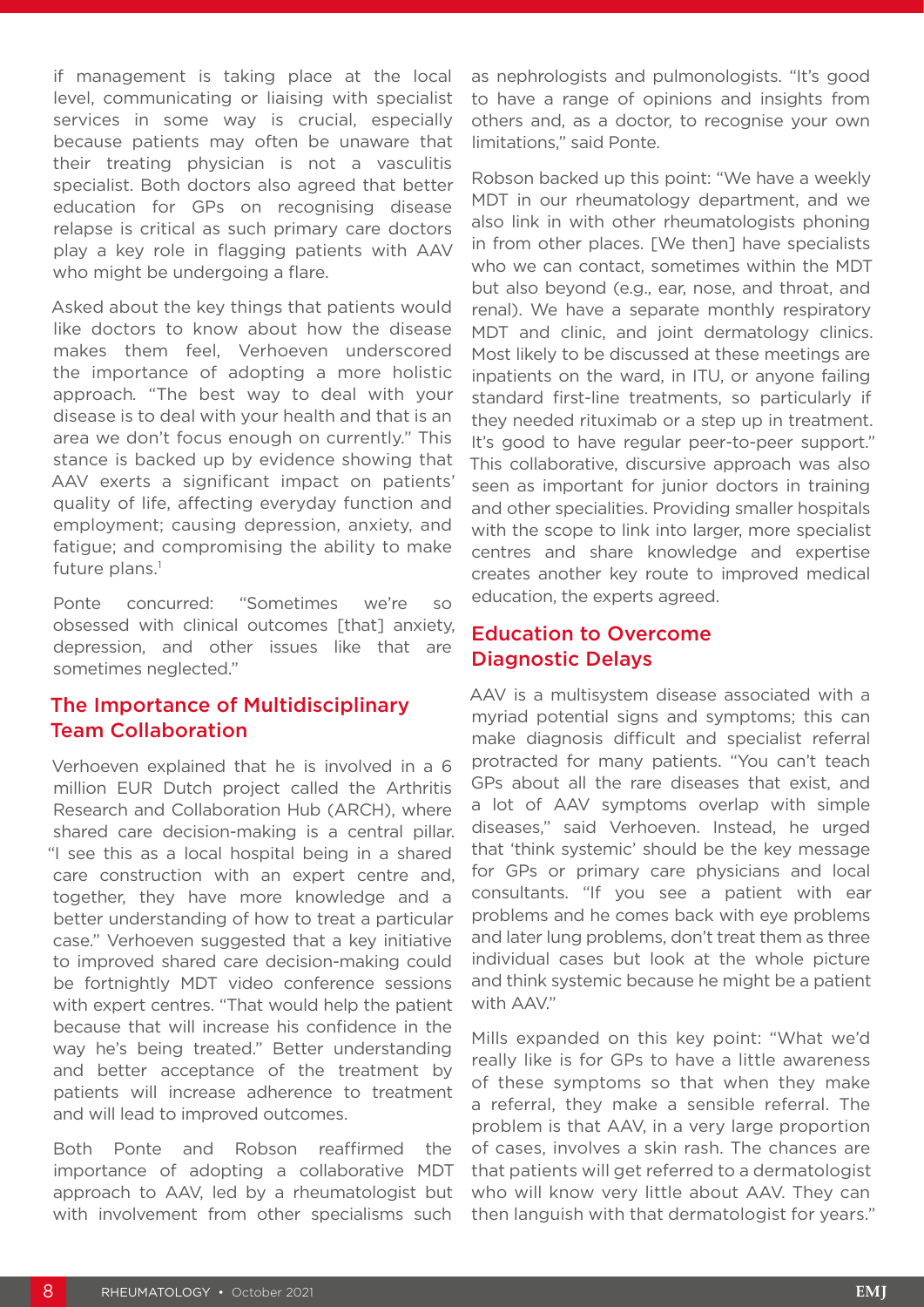if management is taking place at the local level, communicating or liaising with specialist services in some way is crucial, especially because patients may often be unaware that their treating physician is not a vasculitis specialist. Both doctors also agreed that better education for GPs on recognising disease relapse is critical as such primary care doctors play a key role in flagging patients with AAV who might be undergoing a flare.

Asked about the key things that patients would like doctors to know about how the disease makes them feel, Verhoeven underscored the importance of adopting a more holistic approach. "The best way to deal with your disease is to deal with your health and that is an area we don't focus enough on currently." This stance is backed up by evidence showing that AAV exerts a significant impact on patients' quality of life, affecting everyday function and employment; causing depression, anxiety, and fatigue; and compromising the ability to make future plans.[1]

Ponte concurred: "Sometimes we're so obsessed with clinical outcomes [that] anxiety, depression, and other issues like that are sometimes neglected."

## The Importance of Multidisciplinary Team Collaboration

Verhoeven explained that he is involved in a 6 million EUR Dutch project called the Arthritis Research and Collaboration Hub (ARCH), where shared care decision-making is a central pillar. "I see this as a local hospital being in a shared care construction with an expert centre and, together, they have more knowledge and a better understanding of how to treat a particular case." Verhoeven suggested that a key initiative to improved shared care decision-making could be fortnightly MDT video conference sessions with expert centres. "That would help the patient because that will increase his confidence in the way he's being treated." Better understanding and better acceptance of the treatment by patients will increase adherence to treatment and will lead to improved outcomes.

Both Ponte and Robson reaffirmed the importance of adopting a collaborative MDT approach to AAV, led by a rheumatologist but with involvement from other specialisms such as nephrologists and pulmonologists. "It's good to have a range of opinions and insights from others and, as a doctor, to recognise your own limitations," said Ponte.

Robson backed up this point: "We have a weekly MDT in our rheumatology department, and we also link in with other rheumatologists phoning in from other places. [We then] have specialists who we can contact, sometimes within the MDT but also beyond (e.g., ear, nose, and throat, and renal). We have a separate monthly respiratory MDT and clinic, and joint dermatology clinics. Most likely to be discussed at these meetings are inpatients on the ward, in ITU, or anyone failing standard first-line treatments, so particularly if they needed rituximab or a step up in treatment. It's good to have regular peer-to-peer support." This collaborative, discursive approach was also seen as important for junior doctors in training and other specialities. Providing smaller hospitals with the scope to link into larger, more specialist centres and share knowledge and expertise creates another key route to improved medical education, the experts agreed.

## Education to Overcome Diagnostic Delays

AAV is a multisystem disease associated with a myriad potential signs and symptoms; this can make diagnosis difficult and specialist referral protracted for many patients. "You can't teach GPs about all the rare diseases that exist, and a lot of AAV symptoms overlap with simple diseases," said Verhoeven. Instead, he urged that 'think systemic' should be the key message for GPs or primary care physicians and local consultants. "If you see a patient with ear problems and he comes back with eye problems and later lung problems, don't treat them as three individual cases but look at the whole picture and think systemic because he might be a patient with AAV."

Mills expanded on this key point: "What we'd really like is for GPs to have a little awareness of these symptoms so that when they make a referral, they make a sensible referral. The problem is that AAV, in a very large proportion of cases, involves a skin rash. The chances are that patients will get referred to a dermatologist who will know very little about AAV. They can then languish with that dermatologist for years."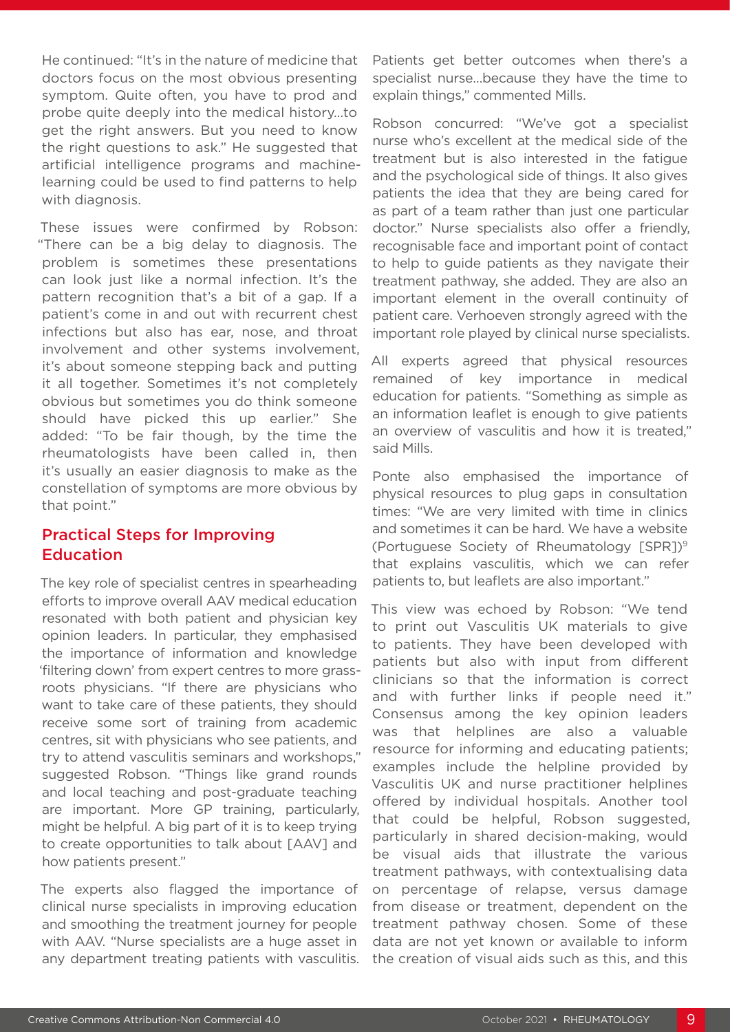He continued: "It's in the nature of medicine that doctors focus on the most obvious presenting symptom. Quite often, you have to prod and probe quite deeply into the medical history...to get the right answers. But you need to know the right questions to ask." He suggested that artificial intelligence programs and machine-learning could be used to find patterns to help with diagnosis.

These issues were confirmed by Robson: "There can be a big delay to diagnosis. The problem is sometimes these presentations can look just like a normal infection. It's the pattern recognition that's a bit of a gap. If a patient's come in and out with recurrent chest infections but also has ear, nose, and throat involvement and other systems involvement, it's about someone stepping back and putting it all together. Sometimes it's not completely obvious but sometimes you do think someone should have picked this up earlier." She added: "To be fair though, by the time the rheumatologists have been called in, then it's usually an easier diagnosis to make as the constellation of symptoms are more obvious by that point."

## Practical Steps for Improving Education

The key role of specialist centres in spearheading efforts to improve overall AAV medical education resonated with both patient and physician key opinion leaders. In particular, they emphasised the importance of information and knowledge 'filtering down' from expert centres to more grass-roots physicians. "If there are physicians who want to take care of these patients, they should receive some sort of training from academic centres, sit with physicians who see patients, and try to attend vasculitis seminars and workshops," suggested Robson. "Things like grand rounds and local teaching and post-graduate teaching are important. More GP training, particularly, might be helpful. A big part of it is to keep trying to create opportunities to talk about [AAV] and how patients present."

The experts also flagged the importance of clinical nurse specialists in improving education and smoothing the treatment journey for people with AAV. "Nurse specialists are a huge asset in any department treating patients with vasculitis. Patients get better outcomes when there's a specialist nurse...because they have the time to explain things," commented Mills.

Robson concurred: "We've got a specialist nurse who's excellent at the medical side of the treatment but is also interested in the fatigue and the psychological side of things. It also gives patients the idea that they are being cared for as part of a team rather than just one particular doctor." Nurse specialists also offer a friendly, recognisable face and important point of contact to help to guide patients as they navigate their treatment pathway, she added. They are also an important element in the overall continuity of patient care. Verhoeven strongly agreed with the important role played by clinical nurse specialists.

All experts agreed that physical resources remained of key importance in medical education for patients. "Something as simple as an information leaflet is enough to give patients an overview of vasculitis and how it is treated," said Mills.

Ponte also emphasised the importance of physical resources to plug gaps in consultation times: "We are very limited with time in clinics and sometimes it can be hard. We have a website (Portuguese Society of Rheumatology [SPR])[9] that explains vasculitis, which we can refer patients to, but leaflets are also important."

This view was echoed by Robson: "We tend to print out Vasculitis UK materials to give to patients. They have been developed with patients but also with input from different clinicians so that the information is correct and with further links if people need it." Consensus among the key opinion leaders was that helplines are also a valuable resource for informing and educating patients; examples include the helpline provided by Vasculitis UK and nurse practitioner helplines offered by individual hospitals. Another tool that could be helpful, Robson suggested, particularly in shared decision-making, would be visual aids that illustrate the various treatment pathways, with contextualising data on percentage of relapse, versus damage from disease or treatment, dependent on the treatment pathway chosen. Some of these data are not yet known or available to inform the creation of visual aids such as this, and this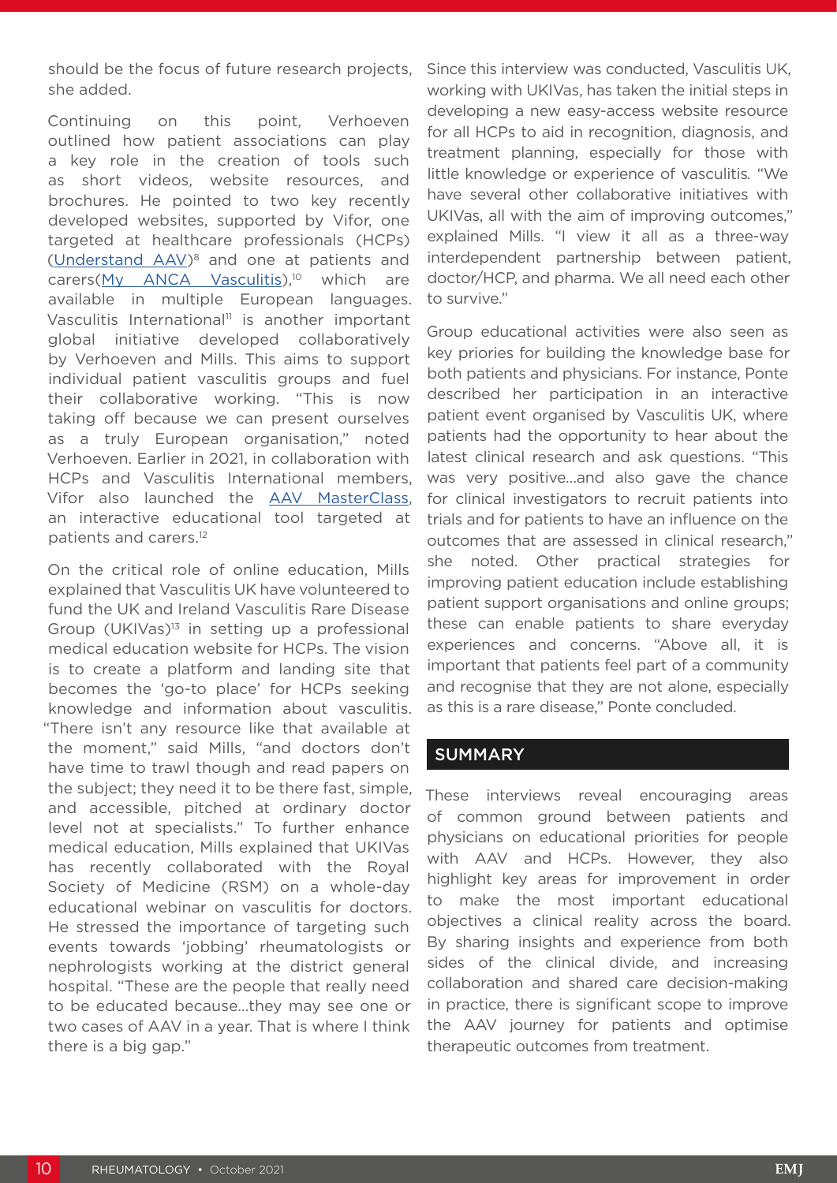should be the focus of future research projects, she added.

Continuing on this point, Verhoeven outlined how patient associations can play a key role in the creation of tools such as short videos, website resources, and brochures. He pointed to two key recently developed websites, supported by Vifor, one targeted at healthcare professionals (HCPs) (Understand AAV)[8] and one at patients and carers(My ANCA Vasculitis),[10] which are available in multiple European languages. Vasculitis International[11] is another important global initiative developed collaboratively by Verhoeven and Mills. This aims to support individual patient vasculitis groups and fuel their collaborative working. "This is now taking off because we can present ourselves as a truly European organisation," noted Verhoeven. Earlier in 2021, in collaboration with HCPs and Vasculitis International members, Vifor also launched the AAV MasterClass, an interactive educational tool targeted at patients and carers.[12]

On the critical role of online education, Mills explained that Vasculitis UK have volunteered to fund the UK and Ireland Vasculitis Rare Disease Group (UKIVas)[13] in setting up a professional medical education website for HCPs. The vision is to create a platform and landing site that becomes the 'go-to place' for HCPs seeking knowledge and information about vasculitis. "There isn't any resource like that available at the moment," said Mills, "and doctors don't have time to trawl though and read papers on the subject; they need it to be there fast, simple, and accessible, pitched at ordinary doctor level not at specialists." To further enhance medical education, Mills explained that UKIVas has recently collaborated with the Royal Society of Medicine (RSM) on a whole-day educational webinar on vasculitis for doctors. He stressed the importance of targeting such events towards 'jobbing' rheumatologists or nephrologists working at the district general hospital. "These are the people that really need to be educated because...they may see one or two cases of AAV in a year. That is where I think there is a big gap."

Since this interview was conducted, Vasculitis UK, working with UKIVas, has taken the initial steps in developing a new easy-access website resource for all HCPs to aid in recognition, diagnosis, and treatment planning, especially for those with little knowledge or experience of vasculitis. "We have several other collaborative initiatives with UKIVas, all with the aim of improving outcomes," explained Mills. "I view it all as a three-way interdependent partnership between patient, doctor/HCP, and pharma. We all need each other to survive."

Group educational activities were also seen as key priories for building the knowledge base for both patients and physicians. For instance, Ponte described her participation in an interactive patient event organised by Vasculitis UK, where patients had the opportunity to hear about the latest clinical research and ask questions. "This was very positive...and also gave the chance for clinical investigators to recruit patients into trials and for patients to have an influence on the outcomes that are assessed in clinical research," she noted. Other practical strategies for improving patient education include establishing patient support organisations and online groups; these can enable patients to share everyday experiences and concerns. "Above all, it is important that patients feel part of a community and recognise that they are not alone, especially as this is a rare disease," Ponte concluded.

## SUMMARY

These interviews reveal encouraging areas of common ground between patients and physicians on educational priorities for people with AAV and HCPs. However, they also highlight key areas for improvement in order to make the most important educational objectives a clinical reality across the board. By sharing insights and experience from both sides of the clinical divide, and increasing collaboration and shared care decision-making in practice, there is significant scope to improve the AAV journey for patients and optimise therapeutic outcomes from treatment.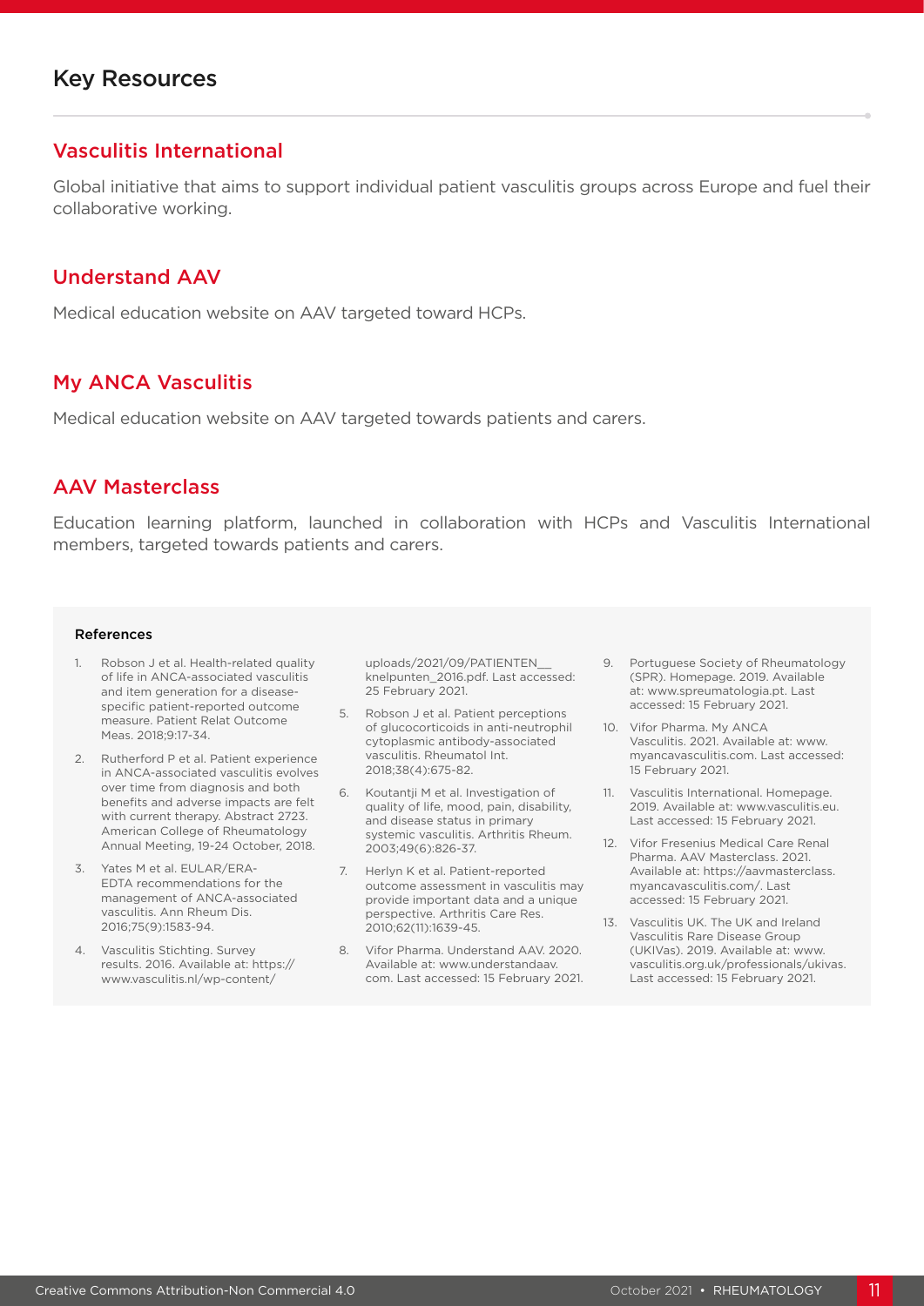## Key Resources

### Vasculitis International

Global initiative that aims to support individual patient vasculitis groups across Europe and fuel their collaborative working.

### Understand AAV

Medical education website on AAV targeted toward HCPs.

### My ANCA Vasculitis

Medical education website on AAV targeted towards patients and carers.

### AAV Masterclass

Education learning platform, launched in collaboration with HCPs and Vasculitis International members, targeted towards patients and carers.

#### References

1. Robson J et al. Health-related quality of life in ANCA-associated vasculitis and item generation for a disease-specific patient-reported outcome measure. Patient Relat Outcome Meas. 2018;9:17-34.
2. Rutherford P et al. Patient experience in ANCA-associated vasculitis evolves over time from diagnosis and both benefits and adverse impacts are felt with current therapy. Abstract 2723. American College of Rheumatology Annual Meeting, 19-24 October, 2018.
3. Yates M et al. EULAR/ERA-EDTA recommendations for the management of ANCA-associated vasculitis. Ann Rheum Dis. 2016;75(9):1583-94.
4. Vasculitis Stichting. Survey results. 2016. Available at: https://www.vasculitis.nl/wp-content/uploads/2021/09/PATIENTEN__knelpunten_2016.pdf. Last accessed: 25 February 2021.
5. Robson J et al. Patient perceptions of glucocorticoids in anti-neutrophil cytoplasmic antibody-associated vasculitis. Rheumatol Int. 2018;38(4):675-82.
6. Koutantji M et al. Investigation of quality of life, mood, pain, disability, and disease status in primary systemic vasculitis. Arthritis Rheum. 2003;49(6):826-37.
7. Herlyn K et al. Patient-reported outcome assessment in vasculitis may provide important data and a unique perspective. Arthritis Care Res. 2010;62(11):1639-45.
8. Vifor Pharma. Understand AAV. 2020. Available at: www.understandaav.com. Last accessed: 15 February 2021.
9. Portuguese Society of Rheumatology (SPR). Homepage. 2019. Available at: www.spreumatologia.pt. Last accessed: 15 February 2021.
10. Vifor Pharma. My ANCA Vasculitis. 2021. Available at: www.myancavasculitis.com. Last accessed: 15 February 2021.
11. Vasculitis International. Homepage. 2019. Available at: www.vasculitis.eu. Last accessed: 15 February 2021.
12. Vifor Fresenius Medical Care Renal Pharma. AAV Masterclass. 2021. Available at: https://aavmasterclass.myancavasculitis.com/. Last accessed: 15 February 2021.
13. Vasculitis UK. The UK and Ireland Vasculitis Rare Disease Group (UKIVas). 2019. Available at: www.vasculitis.org.uk/professionals/ukivas. Last accessed: 15 February 2021.